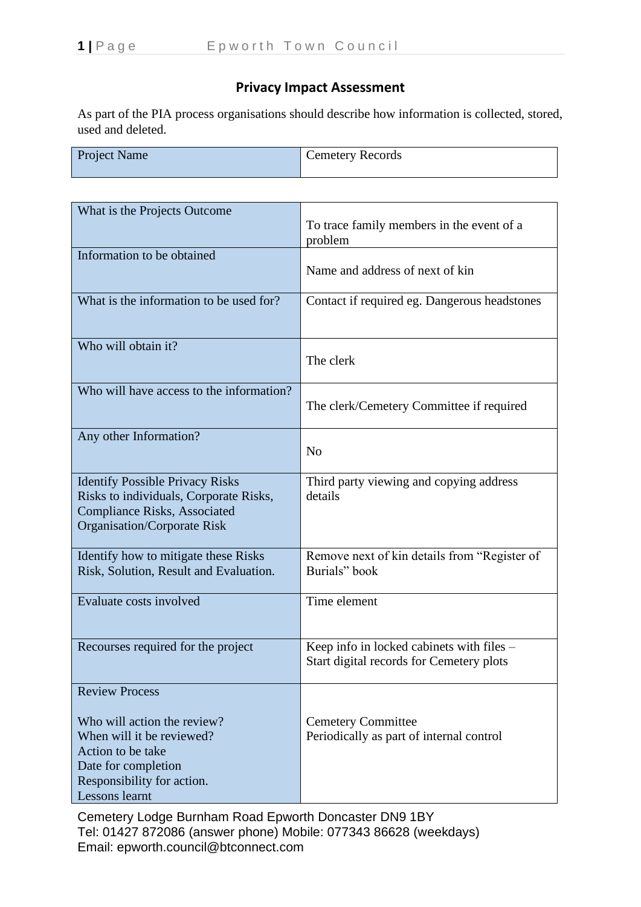## Privacy Impact Assessment

As part of the PIA process organisations should describe how information is collected, stored, used and deleted.

| Project Name | Cemetery Records |
|---|---|

| | |
|---|---|
| What is the Projects Outcome | To trace family members in the event of a problem |
| Information to be obtained | Name and address of next of kin |
| What is the information to be used for? | Contact if required eg. Dangerous headstones |
| Who will obtain it? | The clerk |
| Who will have access to the information? | The clerk/Cemetery Committee if required |
| Any other Information? | No |
| Identify Possible Privacy Risks<br>Risks to individuals, Corporate Risks, Compliance Risks, Associated Organisation/Corporate Risk | Third party viewing and copying address details |
| Identify how to mitigate these Risks<br>Risk, Solution, Result and Evaluation. | Remove next of kin details from "Register of Burials" book |
| Evaluate costs involved | Time element |
| Recourses required for the project | Keep info in locked cabinets with files – Start digital records for Cemetery plots |
| Review Process<br><br>Who will action the review?<br>When will it be reviewed?<br>Action to be take<br>Date for completion<br>Responsibility for action.<br>Lessons learnt | Cemetery Committee<br>Periodically as part of internal control |

Cemetery Lodge Burnham Road Epworth Doncaster DN9 1BY
Tel: 01427 872086 (answer phone) Mobile: 077343 86628 (weekdays)
Email: epworth.council@btconnect.com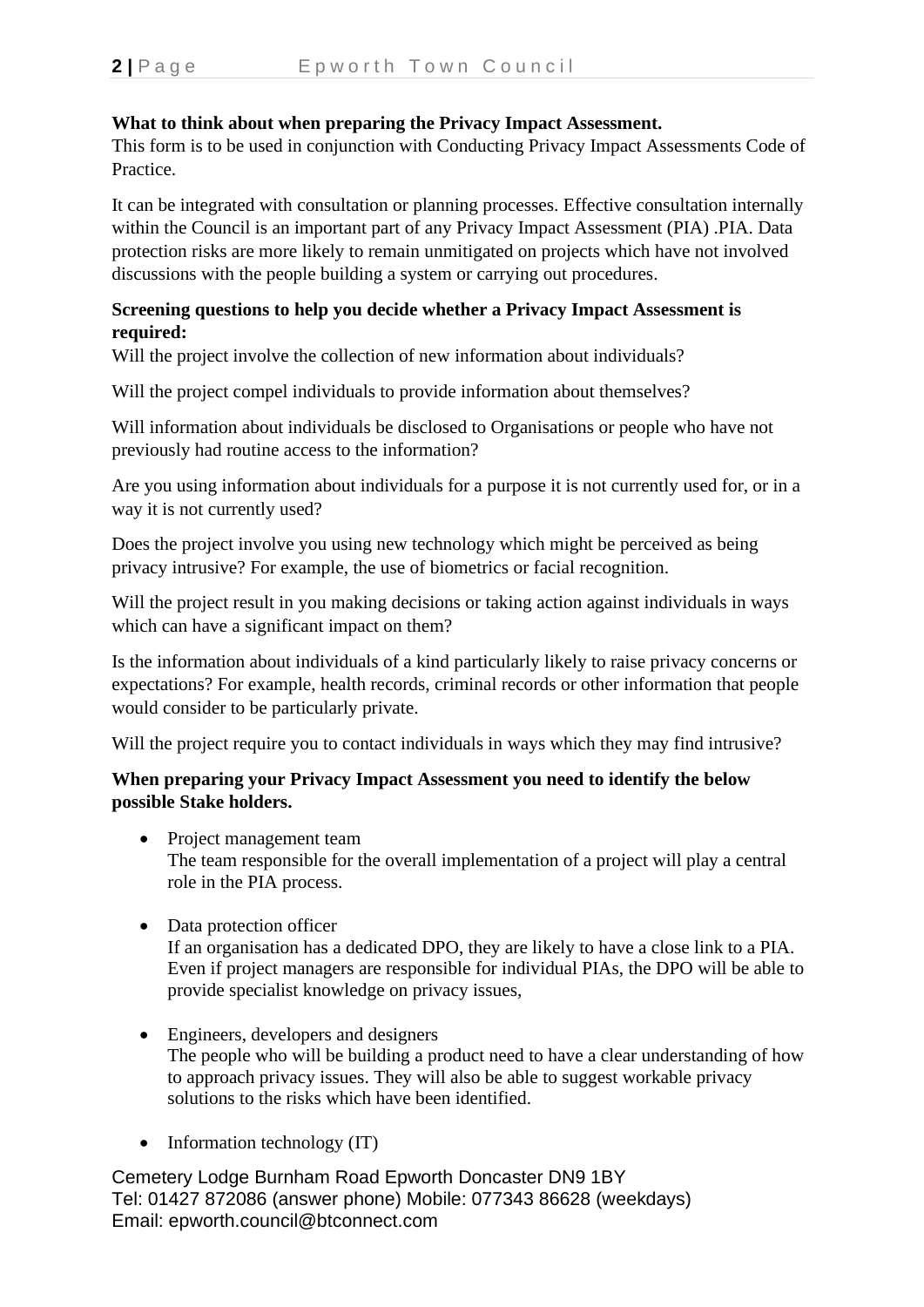**What to think about when preparing the Privacy Impact Assessment.**
This form is to be used in conjunction with Conducting Privacy Impact Assessments Code of Practice.

It can be integrated with consultation or planning processes. Effective consultation internally within the Council is an important part of any Privacy Impact Assessment (PIA) .PIA. Data protection risks are more likely to remain unmitigated on projects which have not involved discussions with the people building a system or carrying out procedures.

**Screening questions to help you decide whether a Privacy Impact Assessment is required:**
Will the project involve the collection of new information about individuals?

Will the project compel individuals to provide information about themselves?

Will information about individuals be disclosed to Organisations or people who have not previously had routine access to the information?

Are you using information about individuals for a purpose it is not currently used for, or in a way it is not currently used?

Does the project involve you using new technology which might be perceived as being privacy intrusive? For example, the use of biometrics or facial recognition.

Will the project result in you making decisions or taking action against individuals in ways which can have a significant impact on them?

Is the information about individuals of a kind particularly likely to raise privacy concerns or expectations? For example, health records, criminal records or other information that people would consider to be particularly private.

Will the project require you to contact individuals in ways which they may find intrusive?

**When preparing your Privacy Impact Assessment you need to identify the below possible Stake holders.**

- Project management team
  The team responsible for the overall implementation of a project will play a central role in the PIA process.

- Data protection officer
  If an organisation has a dedicated DPO, they are likely to have a close link to a PIA. Even if project managers are responsible for individual PIAs, the DPO will be able to provide specialist knowledge on privacy issues,

- Engineers, developers and designers
  The people who will be building a product need to have a clear understanding of how to approach privacy issues. They will also be able to suggest workable privacy solutions to the risks which have been identified.

- Information technology (IT)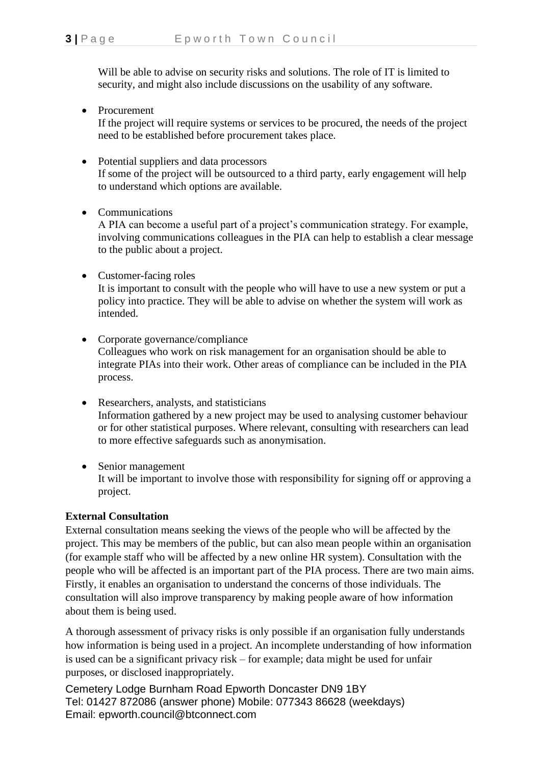Will be able to advise on security risks and solutions. The role of IT is limited to security, and might also include discussions on the usability of any software.

- Procurement
  If the project will require systems or services to be procured, the needs of the project need to be established before procurement takes place.

- Potential suppliers and data processors
  If some of the project will be outsourced to a third party, early engagement will help to understand which options are available.

- Communications
  A PIA can become a useful part of a project's communication strategy. For example, involving communications colleagues in the PIA can help to establish a clear message to the public about a project.

- Customer-facing roles
  It is important to consult with the people who will have to use a new system or put a policy into practice. They will be able to advise on whether the system will work as intended.

- Corporate governance/compliance
  Colleagues who work on risk management for an organisation should be able to integrate PIAs into their work. Other areas of compliance can be included in the PIA process.

- Researchers, analysts, and statisticians
  Information gathered by a new project may be used to analysing customer behaviour or for other statistical purposes. Where relevant, consulting with researchers can lead to more effective safeguards such as anonymisation.

- Senior management
  It will be important to involve those with responsibility for signing off or approving a project.

**External Consultation**

External consultation means seeking the views of the people who will be affected by the project. This may be members of the public, but can also mean people within an organisation (for example staff who will be affected by a new online HR system). Consultation with the people who will be affected is an important part of the PIA process. There are two main aims. Firstly, it enables an organisation to understand the concerns of those individuals. The consultation will also improve transparency by making people aware of how information about them is being used.

A thorough assessment of privacy risks is only possible if an organisation fully understands how information is being used in a project. An incomplete understanding of how information is used can be a significant privacy risk – for example; data might be used for unfair purposes, or disclosed inappropriately.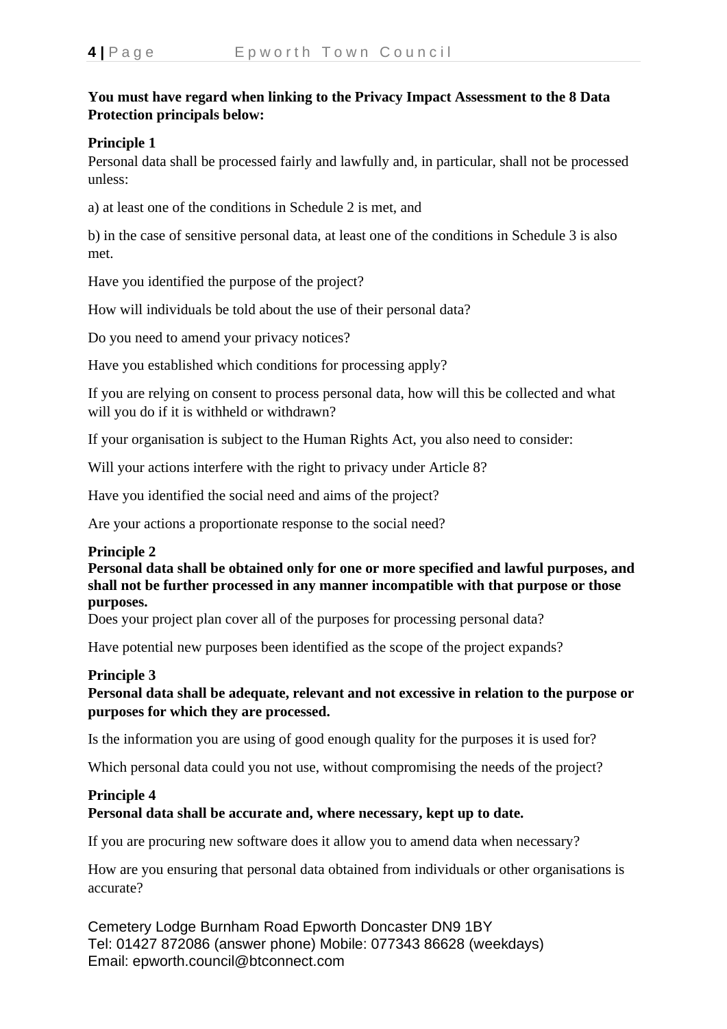**You must have regard when linking to the Privacy Impact Assessment to the 8 Data Protection principals below:**

**Principle 1**

Personal data shall be processed fairly and lawfully and, in particular, shall not be processed unless:

a) at least one of the conditions in Schedule 2 is met, and

b) in the case of sensitive personal data, at least one of the conditions in Schedule 3 is also met.

Have you identified the purpose of the project?

How will individuals be told about the use of their personal data?

Do you need to amend your privacy notices?

Have you established which conditions for processing apply?

If you are relying on consent to process personal data, how will this be collected and what will you do if it is withheld or withdrawn?

If your organisation is subject to the Human Rights Act, you also need to consider:

Will your actions interfere with the right to privacy under Article 8?

Have you identified the social need and aims of the project?

Are your actions a proportionate response to the social need?

**Principle 2**

**Personal data shall be obtained only for one or more specified and lawful purposes, and shall not be further processed in any manner incompatible with that purpose or those purposes.**

Does your project plan cover all of the purposes for processing personal data?

Have potential new purposes been identified as the scope of the project expands?

**Principle 3**

**Personal data shall be adequate, relevant and not excessive in relation to the purpose or purposes for which they are processed.**

Is the information you are using of good enough quality for the purposes it is used for?

Which personal data could you not use, without compromising the needs of the project?

**Principle 4**

**Personal data shall be accurate and, where necessary, kept up to date.**

If you are procuring new software does it allow you to amend data when necessary?

How are you ensuring that personal data obtained from individuals or other organisations is accurate?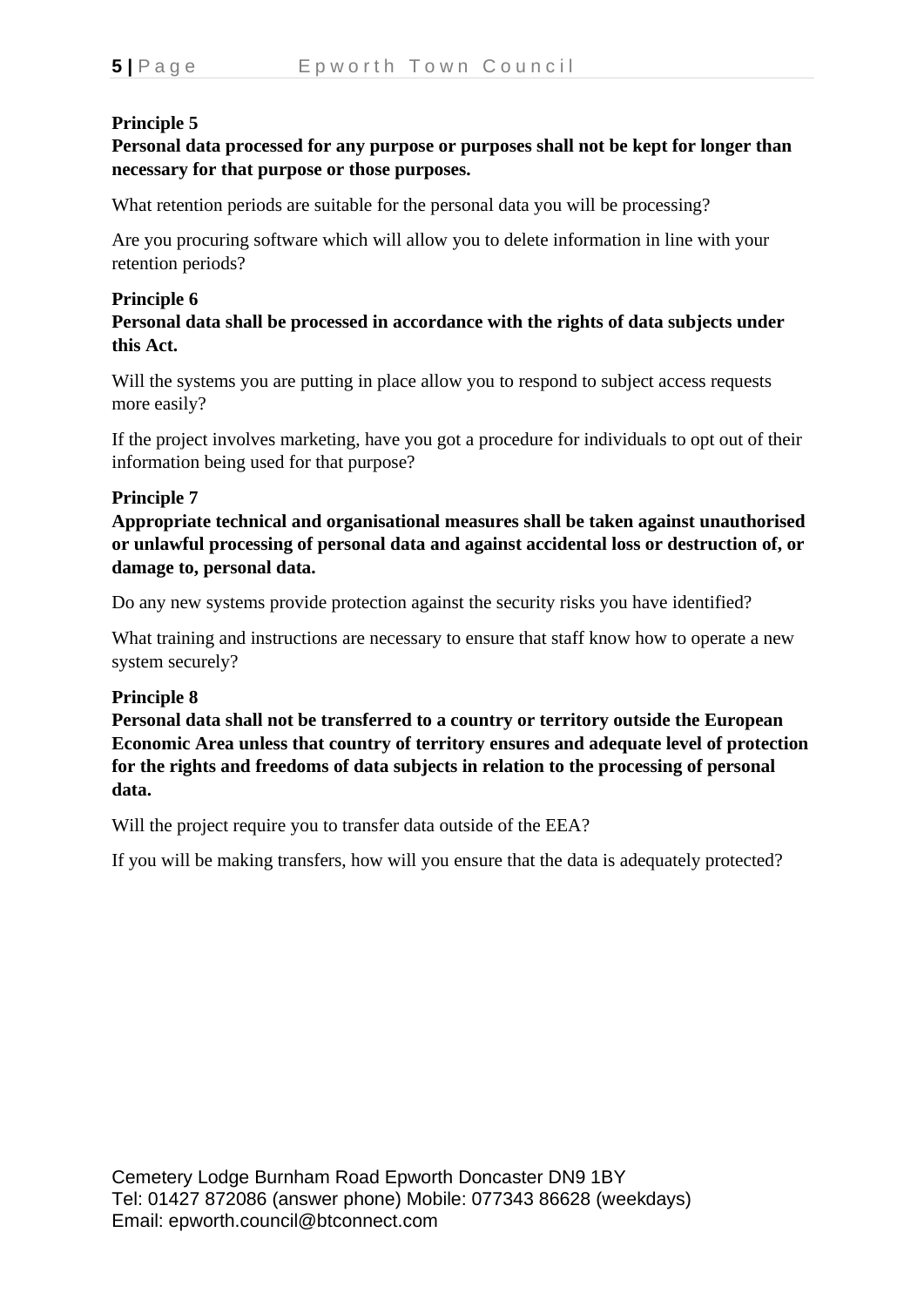**Principle 5**

**Personal data processed for any purpose or purposes shall not be kept for longer than necessary for that purpose or those purposes.**

What retention periods are suitable for the personal data you will be processing?

Are you procuring software which will allow you to delete information in line with your retention periods?

**Principle 6**

**Personal data shall be processed in accordance with the rights of data subjects under this Act.**

Will the systems you are putting in place allow you to respond to subject access requests more easily?

If the project involves marketing, have you got a procedure for individuals to opt out of their information being used for that purpose?

**Principle 7**

**Appropriate technical and organisational measures shall be taken against unauthorised or unlawful processing of personal data and against accidental loss or destruction of, or damage to, personal data.**

Do any new systems provide protection against the security risks you have identified?

What training and instructions are necessary to ensure that staff know how to operate a new system securely?

**Principle 8**

**Personal data shall not be transferred to a country or territory outside the European Economic Area unless that country of territory ensures and adequate level of protection for the rights and freedoms of data subjects in relation to the processing of personal data.**

Will the project require you to transfer data outside of the EEA?

If you will be making transfers, how will you ensure that the data is adequately protected?

Cemetery Lodge Burnham Road Epworth Doncaster DN9 1BY
Tel: 01427 872086 (answer phone) Mobile: 077343 86628 (weekdays)
Email: epworth.council@btconnect.com